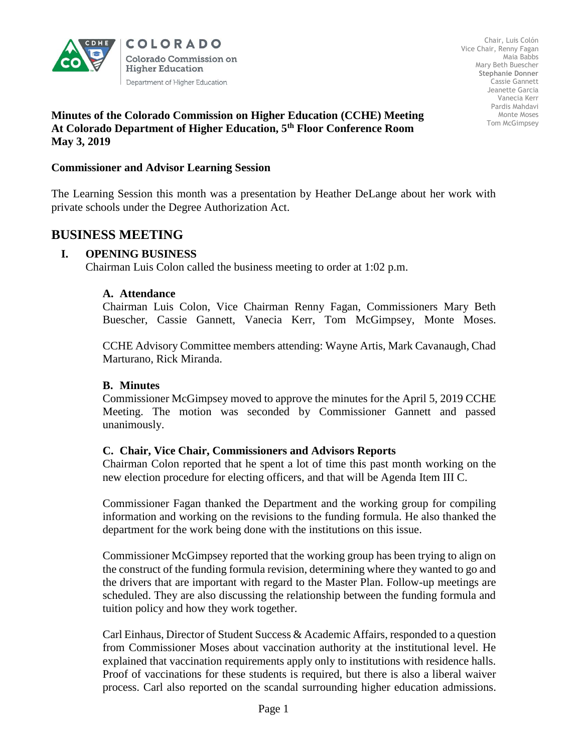COLORADO

Colorado Commission on Higher Education

Department of Higher Education

Chair, Luis Colón
Vice Chair, Renny Fagan
Maia Babbs
Mary Beth Buescher
Stephanie Donner
Cassie Gannett
Jeanette Garcia
Vanecia Kerr
Pardis Mahdavi
Monte Moses
Tom McGimpsey

**Minutes of the Colorado Commission on Higher Education (CCHE) Meeting**
**At Colorado Department of Higher Education, 5th Floor Conference Room**
**May 3, 2019**

**Commissioner and Advisor Learning Session**

The Learning Session this month was a presentation by Heather DeLange about her work with private schools under the Degree Authorization Act.

## BUSINESS MEETING

### I. OPENING BUSINESS

Chairman Luis Colon called the business meeting to order at 1:02 p.m.

#### A. Attendance

Chairman Luis Colon, Vice Chairman Renny Fagan, Commissioners Mary Beth Buescher, Cassie Gannett, Vanecia Kerr, Tom McGimpsey, Monte Moses.

CCHE Advisory Committee members attending: Wayne Artis, Mark Cavanaugh, Chad Marturano, Rick Miranda.

#### B. Minutes

Commissioner McGimpsey moved to approve the minutes for the April 5, 2019 CCHE Meeting. The motion was seconded by Commissioner Gannett and passed unanimously.

#### C. Chair, Vice Chair, Commissioners and Advisors Reports

Chairman Colon reported that he spent a lot of time this past month working on the new election procedure for electing officers, and that will be Agenda Item III C.

Commissioner Fagan thanked the Department and the working group for compiling information and working on the revisions to the funding formula. He also thanked the department for the work being done with the institutions on this issue.

Commissioner McGimpsey reported that the working group has been trying to align on the construct of the funding formula revision, determining where they wanted to go and the drivers that are important with regard to the Master Plan. Follow-up meetings are scheduled. They are also discussing the relationship between the funding formula and tuition policy and how they work together.

Carl Einhaus, Director of Student Success & Academic Affairs, responded to a question from Commissioner Moses about vaccination authority at the institutional level. He explained that vaccination requirements apply only to institutions with residence halls. Proof of vaccinations for these students is required, but there is also a liberal waiver process. Carl also reported on the scandal surrounding higher education admissions.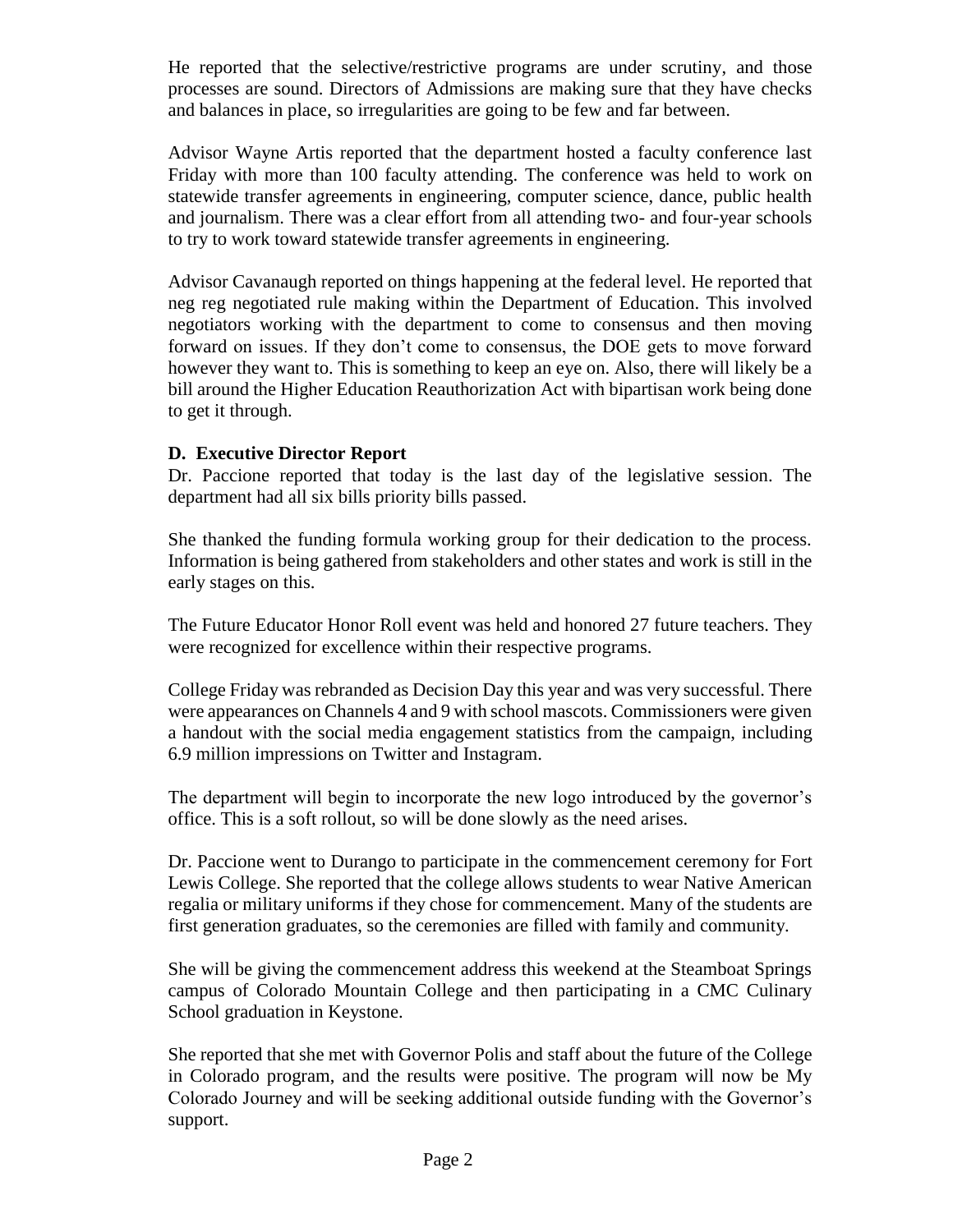He reported that the selective/restrictive programs are under scrutiny, and those processes are sound. Directors of Admissions are making sure that they have checks and balances in place, so irregularities are going to be few and far between.

Advisor Wayne Artis reported that the department hosted a faculty conference last Friday with more than 100 faculty attending. The conference was held to work on statewide transfer agreements in engineering, computer science, dance, public health and journalism. There was a clear effort from all attending two- and four-year schools to try to work toward statewide transfer agreements in engineering.

Advisor Cavanaugh reported on things happening at the federal level. He reported that neg reg negotiated rule making within the Department of Education. This involved negotiators working with the department to come to consensus and then moving forward on issues. If they don't come to consensus, the DOE gets to move forward however they want to. This is something to keep an eye on. Also, there will likely be a bill around the Higher Education Reauthorization Act with bipartisan work being done to get it through.

**D. Executive Director Report**

Dr. Paccione reported that today is the last day of the legislative session. The department had all six bills priority bills passed.

She thanked the funding formula working group for their dedication to the process. Information is being gathered from stakeholders and other states and work is still in the early stages on this.

The Future Educator Honor Roll event was held and honored 27 future teachers. They were recognized for excellence within their respective programs.

College Friday was rebranded as Decision Day this year and was very successful. There were appearances on Channels 4 and 9 with school mascots. Commissioners were given a handout with the social media engagement statistics from the campaign, including 6.9 million impressions on Twitter and Instagram.

The department will begin to incorporate the new logo introduced by the governor's office. This is a soft rollout, so will be done slowly as the need arises.

Dr. Paccione went to Durango to participate in the commencement ceremony for Fort Lewis College. She reported that the college allows students to wear Native American regalia or military uniforms if they chose for commencement. Many of the students are first generation graduates, so the ceremonies are filled with family and community.

She will be giving the commencement address this weekend at the Steamboat Springs campus of Colorado Mountain College and then participating in a CMC Culinary School graduation in Keystone.

She reported that she met with Governor Polis and staff about the future of the College in Colorado program, and the results were positive. The program will now be My Colorado Journey and will be seeking additional outside funding with the Governor's support.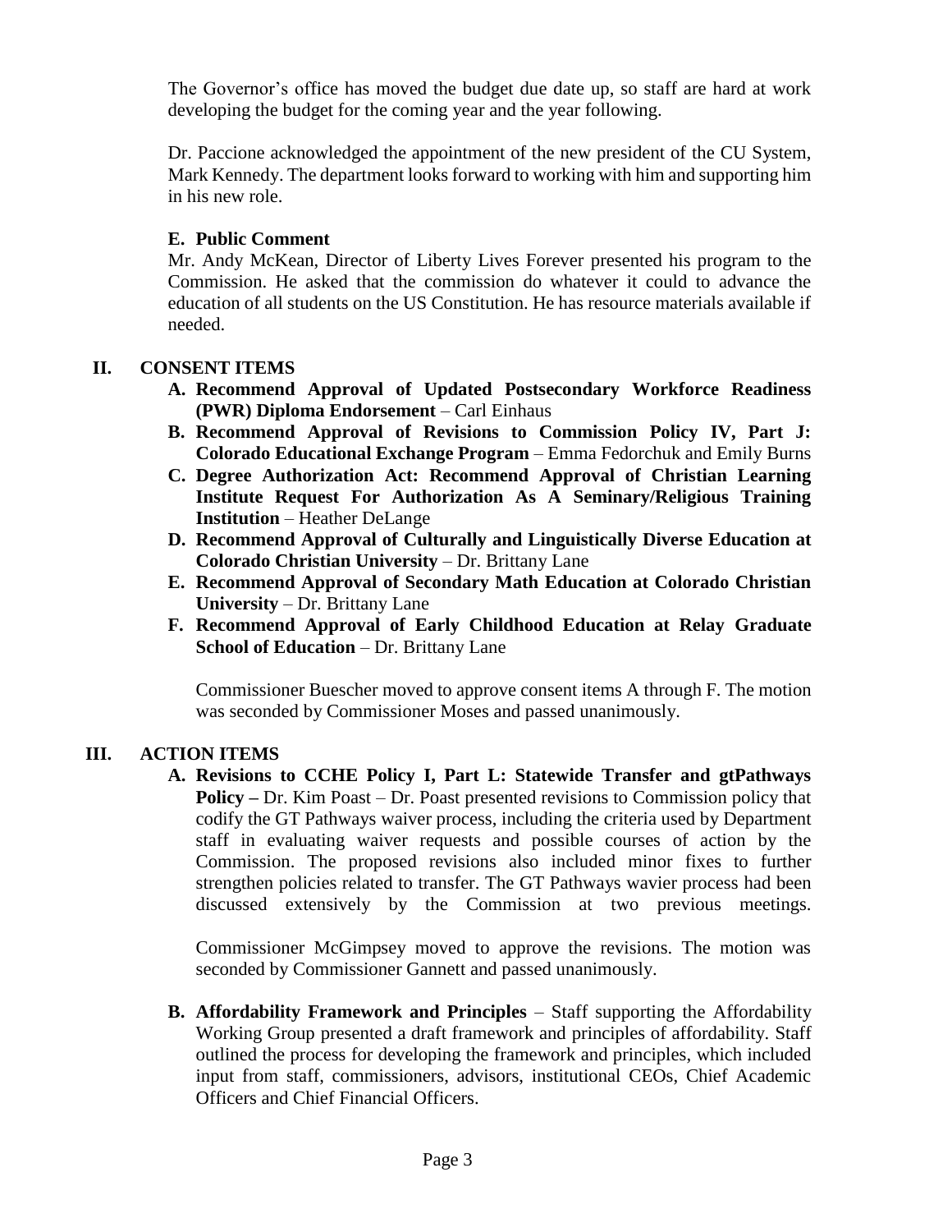The Governor's office has moved the budget due date up, so staff are hard at work developing the budget for the coming year and the year following.

Dr. Paccione acknowledged the appointment of the new president of the CU System, Mark Kennedy. The department looks forward to working with him and supporting him in his new role.

### E. Public Comment

Mr. Andy McKean, Director of Liberty Lives Forever presented his program to the Commission. He asked that the commission do whatever it could to advance the education of all students on the US Constitution. He has resource materials available if needed.

## II. CONSENT ITEMS

- **A. Recommend Approval of Updated Postsecondary Workforce Readiness (PWR) Diploma Endorsement** – Carl Einhaus
- **B. Recommend Approval of Revisions to Commission Policy IV, Part J: Colorado Educational Exchange Program** – Emma Fedorchuk and Emily Burns
- **C. Degree Authorization Act: Recommend Approval of Christian Learning Institute Request For Authorization As A Seminary/Religious Training Institution** – Heather DeLange
- **D. Recommend Approval of Culturally and Linguistically Diverse Education at Colorado Christian University** – Dr. Brittany Lane
- **E. Recommend Approval of Secondary Math Education at Colorado Christian University** – Dr. Brittany Lane
- **F. Recommend Approval of Early Childhood Education at Relay Graduate School of Education** – Dr. Brittany Lane

Commissioner Buescher moved to approve consent items A through F. The motion was seconded by Commissioner Moses and passed unanimously.

## III. ACTION ITEMS

**A. Revisions to CCHE Policy I, Part L: Statewide Transfer and gtPathways Policy –** Dr. Kim Poast – Dr. Poast presented revisions to Commission policy that codify the GT Pathways waiver process, including the criteria used by Department staff in evaluating waiver requests and possible courses of action by the Commission. The proposed revisions also included minor fixes to further strengthen policies related to transfer. The GT Pathways wavier process had been discussed extensively by the Commission at two previous meetings.

Commissioner McGimpsey moved to approve the revisions. The motion was seconded by Commissioner Gannett and passed unanimously.

**B. Affordability Framework and Principles** – Staff supporting the Affordability Working Group presented a draft framework and principles of affordability. Staff outlined the process for developing the framework and principles, which included input from staff, commissioners, advisors, institutional CEOs, Chief Academic Officers and Chief Financial Officers.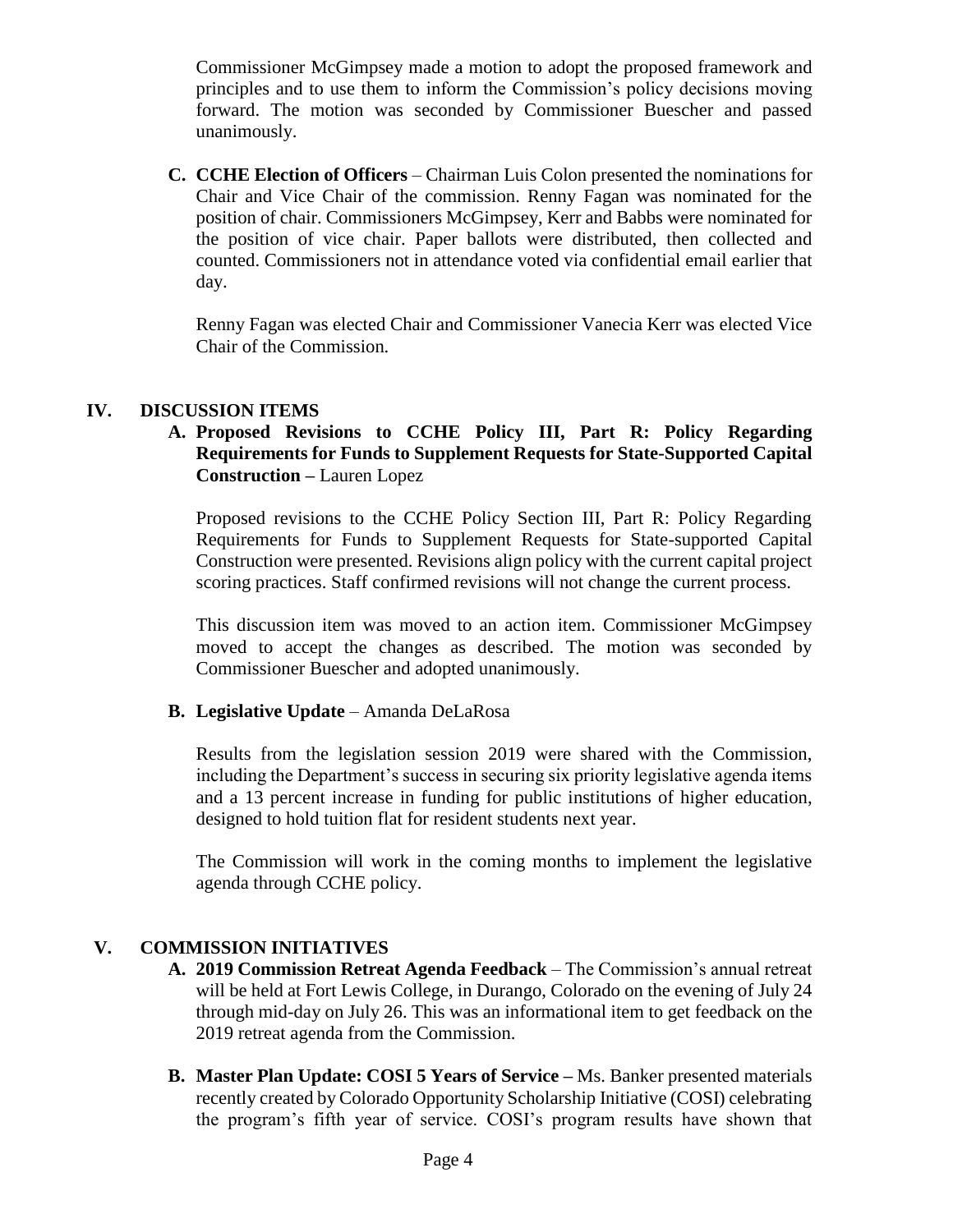Commissioner McGimpsey made a motion to adopt the proposed framework and principles and to use them to inform the Commission's policy decisions moving forward. The motion was seconded by Commissioner Buescher and passed unanimously.

**C. CCHE Election of Officers** – Chairman Luis Colon presented the nominations for Chair and Vice Chair of the commission. Renny Fagan was nominated for the position of chair. Commissioners McGimpsey, Kerr and Babbs were nominated for the position of vice chair. Paper ballots were distributed, then collected and counted. Commissioners not in attendance voted via confidential email earlier that day.

Renny Fagan was elected Chair and Commissioner Vanecia Kerr was elected Vice Chair of the Commission.

## IV. DISCUSSION ITEMS

**A. Proposed Revisions to CCHE Policy III, Part R: Policy Regarding Requirements for Funds to Supplement Requests for State-Supported Capital Construction –** Lauren Lopez

Proposed revisions to the CCHE Policy Section III, Part R: Policy Regarding Requirements for Funds to Supplement Requests for State-supported Capital Construction were presented. Revisions align policy with the current capital project scoring practices. Staff confirmed revisions will not change the current process.

This discussion item was moved to an action item. Commissioner McGimpsey moved to accept the changes as described. The motion was seconded by Commissioner Buescher and adopted unanimously.

**B. Legislative Update** – Amanda DeLaRosa

Results from the legislation session 2019 were shared with the Commission, including the Department's success in securing six priority legislative agenda items and a 13 percent increase in funding for public institutions of higher education, designed to hold tuition flat for resident students next year.

The Commission will work in the coming months to implement the legislative agenda through CCHE policy.

## V. COMMISSION INITIATIVES

**A. 2019 Commission Retreat Agenda Feedback** – The Commission's annual retreat will be held at Fort Lewis College, in Durango, Colorado on the evening of July 24 through mid-day on July 26. This was an informational item to get feedback on the 2019 retreat agenda from the Commission.

**B. Master Plan Update: COSI 5 Years of Service –** Ms. Banker presented materials recently created by Colorado Opportunity Scholarship Initiative (COSI) celebrating the program's fifth year of service. COSI's program results have shown that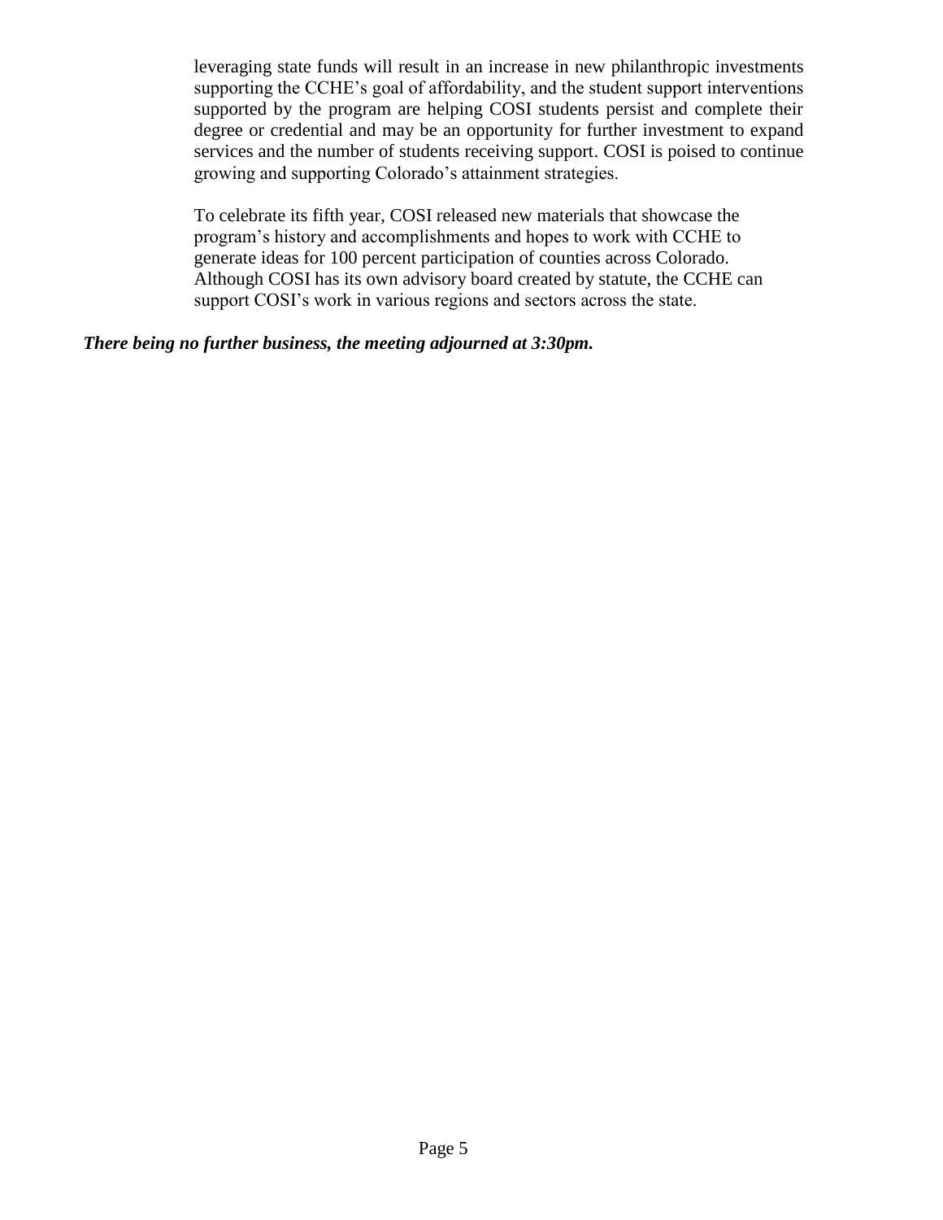leveraging state funds will result in an increase in new philanthropic investments supporting the CCHE's goal of affordability, and the student support interventions supported by the program are helping COSI students persist and complete their degree or credential and may be an opportunity for further investment to expand services and the number of students receiving support. COSI is poised to continue growing and supporting Colorado's attainment strategies.

To celebrate its fifth year, COSI released new materials that showcase the program's history and accomplishments and hopes to work with CCHE to generate ideas for 100 percent participation of counties across Colorado. Although COSI has its own advisory board created by statute, the CCHE can support COSI's work in various regions and sectors across the state.

***There being no further business, the meeting adjourned at 3:30pm.***